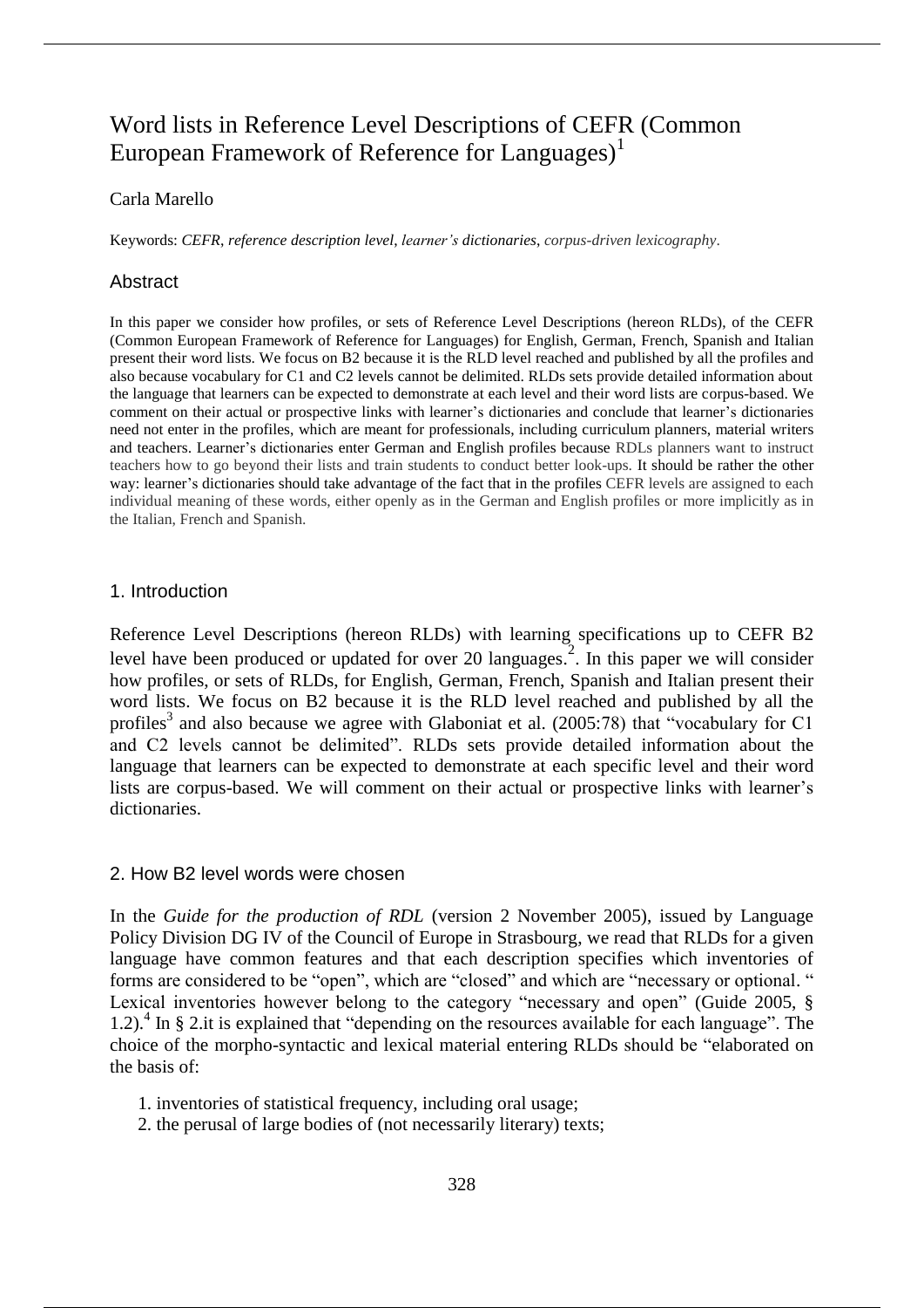# Word lists in Reference Level Descriptions of CEFR (Common European Framework of Reference for Languages)[1]

Carla Marello

Keywords: *CEFR*, *reference description level*, *learner's dictionaries*, *corpus-driven lexicography*.

## Abstract

In this paper we consider how profiles, or sets of Reference Level Descriptions (hereon RLDs), of the CEFR (Common European Framework of Reference for Languages) for English, German, French, Spanish and Italian present their word lists. We focus on B2 because it is the RLD level reached and published by all the profiles and also because vocabulary for C1 and C2 levels cannot be delimited. RLDs sets provide detailed information about the language that learners can be expected to demonstrate at each level and their word lists are corpus-based. We comment on their actual or prospective links with learner's dictionaries and conclude that learner's dictionaries need not enter in the profiles, which are meant for professionals, including curriculum planners, material writers and teachers. Learner's dictionaries enter German and English profiles because RDLs planners want to instruct teachers how to go beyond their lists and train students to conduct better look-ups. It should be rather the other way: learner's dictionaries should take advantage of the fact that in the profiles CEFR levels are assigned to each individual meaning of these words, either openly as in the German and English profiles or more implicitly as in the Italian, French and Spanish.

## 1. Introduction

Reference Level Descriptions (hereon RLDs) with learning specifications up to CEFR B2 level have been produced or updated for over 20 languages.[2]. In this paper we will consider how profiles, or sets of RLDs, for English, German, French, Spanish and Italian present their word lists. We focus on B2 because it is the RLD level reached and published by all the profiles[3] and also because we agree with Glaboniat et al. (2005:78) that "vocabulary for C1 and C2 levels cannot be delimited". RLDs sets provide detailed information about the language that learners can be expected to demonstrate at each specific level and their word lists are corpus-based. We will comment on their actual or prospective links with learner's dictionaries.

## 2. How B2 level words were chosen

In the *Guide for the production of RDL* (version 2 November 2005), issued by Language Policy Division DG IV of the Council of Europe in Strasbourg, we read that RLDs for a given language have common features and that each description specifies which inventories of forms are considered to be "open", which are "closed" and which are "necessary or optional. " Lexical inventories however belong to the category "necessary and open" (Guide 2005, § 1.2).[4] In § 2.it is explained that "depending on the resources available for each language". The choice of the morpho-syntactic and lexical material entering RLDs should be "elaborated on the basis of:

1. inventories of statistical frequency, including oral usage;
2. the perusal of large bodies of (not necessarily literary) texts;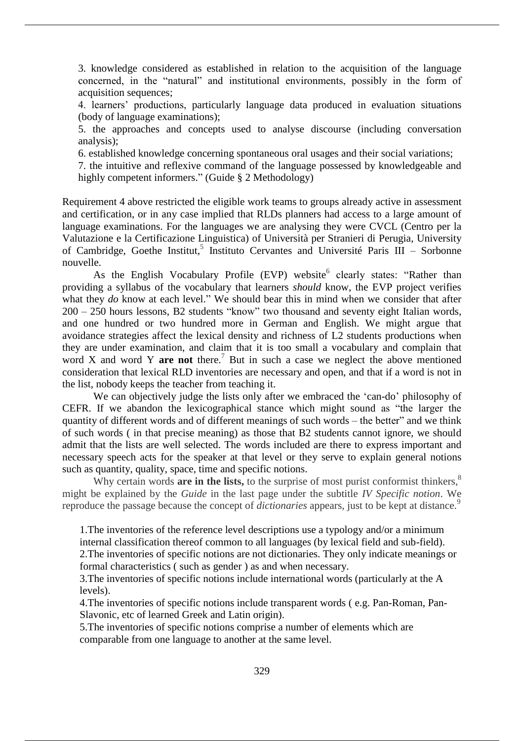3. knowledge considered as established in relation to the acquisition of the language concerned, in the "natural" and institutional environments, possibly in the form of acquisition sequences;

4. learners' productions, particularly language data produced in evaluation situations (body of language examinations);

5. the approaches and concepts used to analyse discourse (including conversation analysis);

6. established knowledge concerning spontaneous oral usages and their social variations;

7. the intuitive and reflexive command of the language possessed by knowledgeable and highly competent informers." (Guide § 2 Methodology)

Requirement 4 above restricted the eligible work teams to groups already active in assessment and certification, or in any case implied that RLDs planners had access to a large amount of language examinations. For the languages we are analysing they were CVCL (Centro per la Valutazione e la Certificazione Linguistica) of Università per Stranieri di Perugia, University of Cambridge, Goethe Institut,[5] Instituto Cervantes and Université Paris III – Sorbonne nouvelle.

As the English Vocabulary Profile (EVP) website[6] clearly states: "Rather than providing a syllabus of the vocabulary that learners *should* know, the EVP project verifies what they *do* know at each level." We should bear this in mind when we consider that after 200 – 250 hours lessons, B2 students "know" two thousand and seventy eight Italian words, and one hundred or two hundred more in German and English. We might argue that avoidance strategies affect the lexical density and richness of L2 students productions when they are under examination, and claim that it is too small a vocabulary and complain that word X and word Y **are not** there.[7] But in such a case we neglect the above mentioned consideration that lexical RLD inventories are necessary and open, and that if a word is not in the list, nobody keeps the teacher from teaching it.

We can objectively judge the lists only after we embraced the 'can-do' philosophy of CEFR. If we abandon the lexicographical stance which might sound as "the larger the quantity of different words and of different meanings of such words – the better" and we think of such words ( in that precise meaning) as those that B2 students cannot ignore, we should admit that the lists are well selected. The words included are there to express important and necessary speech acts for the speaker at that level or they serve to explain general notions such as quantity, quality, space, time and specific notions.

Why certain words **are in the lists,** to the surprise of most purist conformist thinkers,[8] might be explained by the *Guide* in the last page under the subtitle *IV Specific notion*. We reproduce the passage because the concept of *dictionaries* appears, just to be kept at distance.[9]

1.The inventories of the reference level descriptions use a typology and/or a minimum internal classification thereof common to all languages (by lexical field and sub-field).

2.The inventories of specific notions are not dictionaries. They only indicate meanings or formal characteristics ( such as gender ) as and when necessary.

3.The inventories of specific notions include international words (particularly at the A levels).

4.The inventories of specific notions include transparent words ( e.g. Pan-Roman, Pan-Slavonic, etc of learned Greek and Latin origin).

5.The inventories of specific notions comprise a number of elements which are comparable from one language to another at the same level.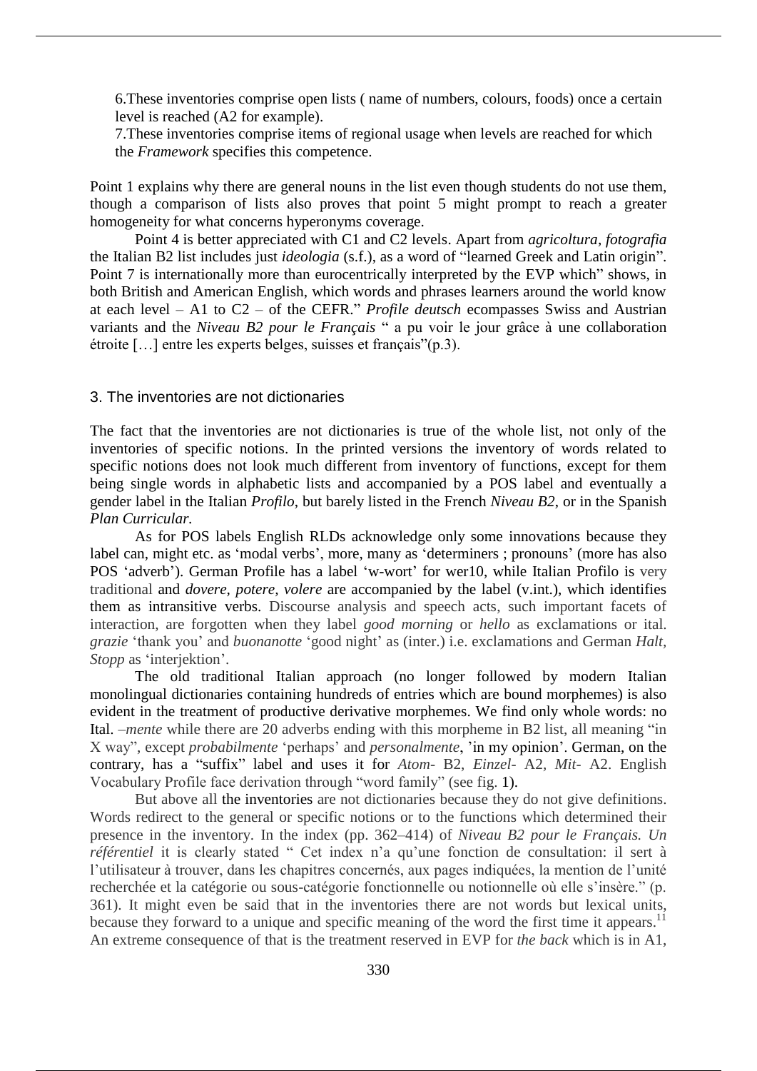6.These inventories comprise open lists ( name of numbers, colours, foods) once a certain level is reached (A2 for example).

7.These inventories comprise items of regional usage when levels are reached for which the *Framework* specifies this competence.

Point 1 explains why there are general nouns in the list even though students do not use them, though a comparison of lists also proves that point 5 might prompt to reach a greater homogeneity for what concerns hyperonyms coverage.

Point 4 is better appreciated with C1 and C2 levels. Apart from *agricoltura, fotografia* the Italian B2 list includes just *ideologia* (s.f.), as a word of "learned Greek and Latin origin". Point 7 is internationally more than eurocentrically interpreted by the EVP which" shows, in both British and American English, which words and phrases learners around the world know at each level – A1 to C2 – of the CEFR." *Profile deutsch* ecompasses Swiss and Austrian variants and the *Niveau B2 pour le Français* " a pu voir le jour grâce à une collaboration étroite […] entre les experts belges, suisses et français"(p.3).

## 3. The inventories are not dictionaries

The fact that the inventories are not dictionaries is true of the whole list, not only of the inventories of specific notions. In the printed versions the inventory of words related to specific notions does not look much different from inventory of functions, except for them being single words in alphabetic lists and accompanied by a POS label and eventually a gender label in the Italian *Profilo*, but barely listed in the French *Niveau B2*, or in the Spanish *Plan Curricular.*

As for POS labels English RLDs acknowledge only some innovations because they label can, might etc. as 'modal verbs', more, many as 'determiners ; pronouns' (more has also POS 'adverb'). German Profile has a label 'w-wort' for wer10, while Italian Profilo is very traditional and *dovere, potere, volere* are accompanied by the label (v.int.), which identifies them as intransitive verbs. Discourse analysis and speech acts, such important facets of interaction, are forgotten when they label *good morning* or *hello* as exclamations or ital. *grazie* 'thank you' and *buonanotte* 'good night' as (inter.) i.e. exclamations and German *Halt, Stopp* as 'interjektion'.

The old traditional Italian approach (no longer followed by modern Italian monolingual dictionaries containing hundreds of entries which are bound morphemes) is also evident in the treatment of productive derivative morphemes. We find only whole words: no Ital. *–mente* while there are 20 adverbs ending with this morpheme in B2 list, all meaning "in X way", except *probabilmente* 'perhaps' and *personalmente*, 'in my opinion'. German, on the contrary, has a "suffix" label and uses it for *Atom-* B2, *Einzel-* A2, *Mit-* A2. English Vocabulary Profile face derivation through "word family" (see fig. 1).

But above all the inventories are not dictionaries because they do not give definitions. Words redirect to the general or specific notions or to the functions which determined their presence in the inventory. In the index (pp. 362–414) of *Niveau B2 pour le Français. Un référentiel* it is clearly stated " Cet index n'a qu'une fonction de consultation: il sert à l'utilisateur à trouver, dans les chapitres concernés, aux pages indiquées, la mention de l'unité recherchée et la catégorie ou sous-catégorie fonctionnelle ou notionnelle où elle s'insère." (p. 361). It might even be said that in the inventories there are not words but lexical units, because they forward to a unique and specific meaning of the word the first time it appears.[11] An extreme consequence of that is the treatment reserved in EVP for *the back* which is in A1,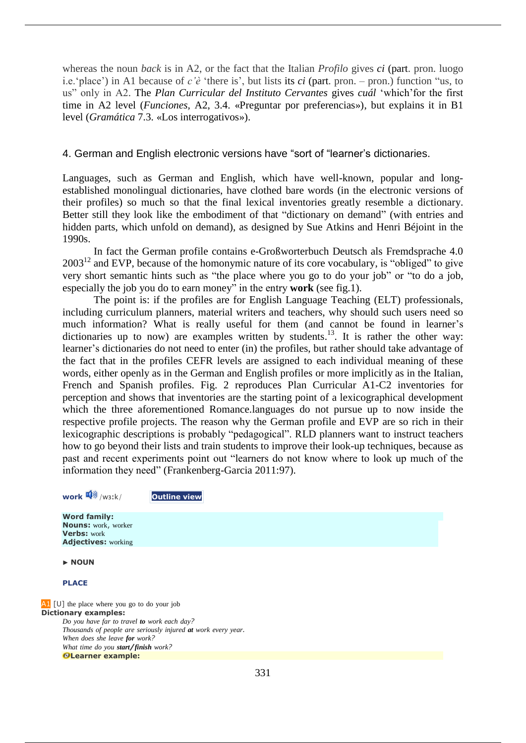whereas the noun *back* is in A2, or the fact that the Italian *Profilo* gives ***ci*** (part. pron. luogo i.e.'place') in A1 because of *c'è* 'there is', but lists its ***ci*** (part. pron. – pron.) function "us, to us" only in A2. The ***Plan Curricular del Instituto Cervantes*** gives *cuál* 'which' for the first time in A2 level (*Funciones,* A2, 3.4. «Preguntar por preferencias»), but explains it in B1 level (*Gramática* 7.3. «Los interrogativos»).

## 4. German and English electronic versions have "sort of "learner's dictionaries.

Languages, such as German and English, which have well-known, popular and long-established monolingual dictionaries, have clothed bare words (in the electronic versions of their profiles) so much so that the final lexical inventories greatly resemble a dictionary. Better still they look like the embodiment of that "dictionary on demand" (with entries and hidden parts, which unfold on demand), as designed by Sue Atkins and Henri Béjoint in the 1990s.

In fact the German profile contains e-Großworterbuch Deutsch als Fremdsprache 4.0 2003[12] and EVP, because of the homonymic nature of its core vocabulary, is "obliged" to give very short semantic hints such as "the place where you go to do your job" or "to do a job, especially the job you do to earn money" in the entry **work** (see fig.1).

The point is: if the profiles are for English Language Teaching (ELT) professionals, including curriculum planners, material writers and teachers, why should such users need so much information? What is really useful for them (and cannot be found in learner's dictionaries up to now) are examples written by students.[13]. It is rather the other way: learner's dictionaries do not need to enter (in) the profiles, but rather should take advantage of the fact that in the profiles CEFR levels are assigned to each individual meaning of these words, either openly as in the German and English profiles or more implicitly as in the Italian, French and Spanish profiles. Fig. 2 reproduces Plan Curricular A1-C2 inventories for perception and shows that inventories are the starting point of a lexicographical development which the three aforementioned Romance.languages do not pursue up to now inside the respective profile projects. The reason why the German profile and EVP are so rich in their lexicographic descriptions is probably "pedagogical". RLD planners want to instruct teachers how to go beyond their lists and train students to improve their look-up techniques, because as past and recent experiments point out "learners do not know where to look up much of the information they need" (Frankenberg-Garcia 2011:97).

**work** /wɜːk/ **Outline view**

**Word family:**
**Nouns:** work, worker
**Verbs:** work
**Adjectives:** working

**► NOUN**

**PLACE**

A1 [U] the place where you go to do your job
**Dictionary examples:**
*Do you have far to travel **to** work each day?*
*Thousands of people are seriously injured **at** work every year.*
*When does she leave **for** work?*
*What time do you **start/finish** work?*
**Learner example:**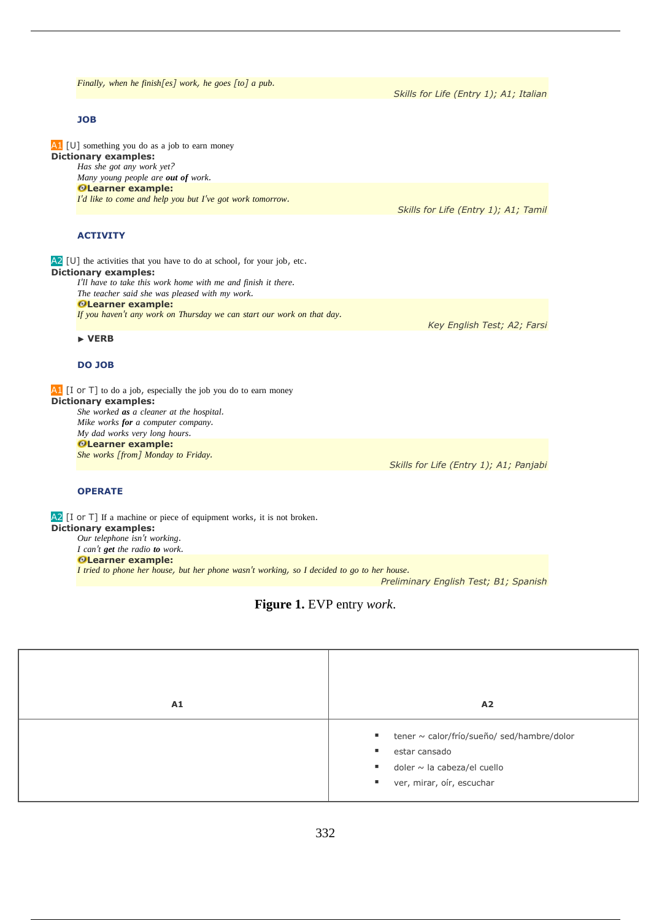*Finally, when he finish[es] work, he goes [to] a pub.*
Skills for Life (Entry 1); A1; Italian

**JOB**

A1 [U] something you do as a job to earn money
**Dictionary examples:**
*Has she got any work yet?*
*Many young people are **out of** work.*
**Learner example:**
*I'd like to come and help you but I've got work tomorrow.*
Skills for Life (Entry 1); A1; Tamil

**ACTIVITY**

A2 [U] the activities that you have to do at school, for your job, etc.
**Dictionary examples:**
*I'll have to take this work home with me and finish it there.*
*The teacher said she was pleased with my work.*
**Learner example:**
*If you haven't any work on Thursday we can start our work on that day.*
Key English Test; A2; Farsi

▶ **VERB**

**DO JOB**

A1 [I or T] to do a job, especially the job you do to earn money
**Dictionary examples:**
*She worked **as** a cleaner at the hospital.*
*Mike works **for** a computer company.*
*My dad works very long hours.*
**Learner example:**
*She works [from] Monday to Friday.*
Skills for Life (Entry 1); A1; Panjabi

**OPERATE**

A2 [I or T] If a machine or piece of equipment works, it is not broken.
**Dictionary examples:**
*Our telephone isn't working.*
*I can't **get** the radio **to** work.*
**Learner example:**
*I tried to phone her house, but her phone wasn't working, so I decided to go to her house.*
Preliminary English Test; B1; Spanish

**Figure 1.** EVP entry *work*.

| A1 | A2 |
|---|---|
| | ▪ tener ~ calor/frío/sueño/ sed/hambre/dolor<br>▪ estar cansado<br>▪ doler ~ la cabeza/el cuello<br>▪ ver, mirar, oír, escuchar |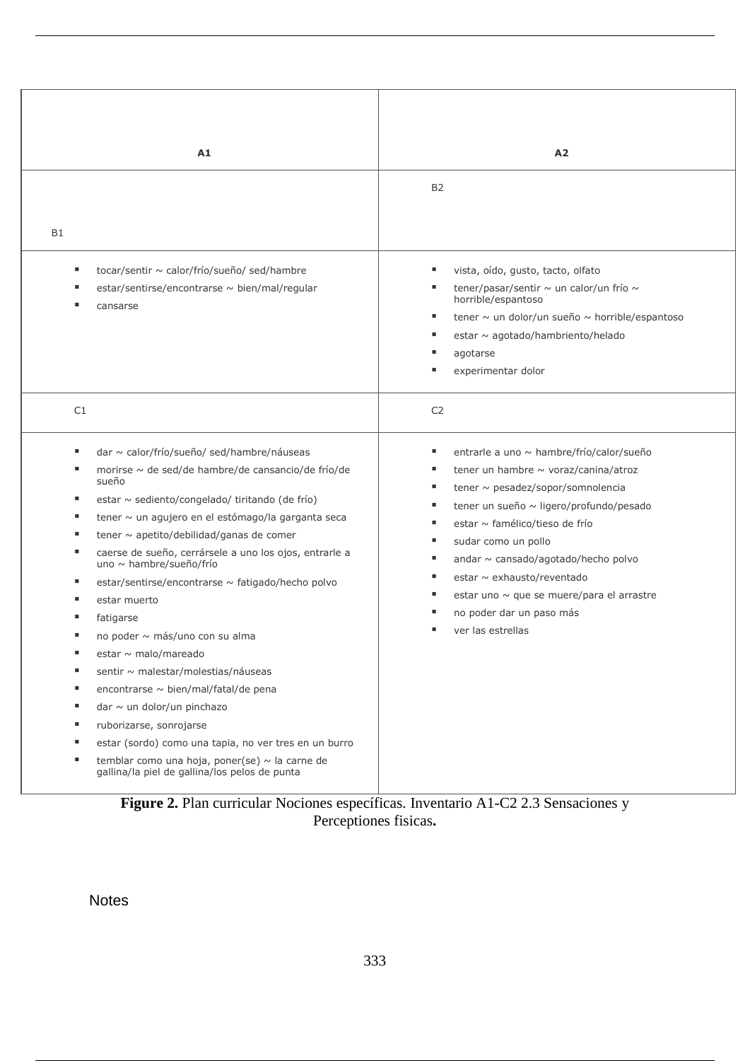| A1 | A2 |
|---|---|
| B1 | B2 |
| <ul><li>tocar/sentir ~ calor/frío/sueño/ sed/hambre</li><li>estar/sentirse/encontrarse ~ bien/mal/regular</li><li>cansarse</li></ul> | <ul><li>vista, oído, gusto, tacto, olfato</li><li>tener/pasar/sentir ~ un calor/un frío ~ horrible/espantoso</li><li>tener ~ un dolor/un sueño ~ horrible/espantoso</li><li>estar ~ agotado/hambriento/helado</li><li>agotarse</li><li>experimentar dolor</li></ul> |
| C1 | C2 |
| <ul><li>dar ~ calor/frío/sueño/ sed/hambre/náuseas</li><li>morirse ~ de sed/de hambre/de cansancio/de frío/de sueño</li><li>estar ~ sediento/congelado/ tiritando (de frío)</li><li>tener ~ un agujero en el estómago/la garganta seca</li><li>tener ~ apetito/debilidad/ganas de comer</li><li>caerse de sueño, cerrársele a uno los ojos, entrarle a uno ~ hambre/sueño/frío</li><li>estar/sentirse/encontrarse ~ fatigado/hecho polvo</li><li>estar muerto</li><li>fatigarse</li><li>no poder ~ más/uno con su alma</li><li>estar ~ malo/mareado</li><li>sentir ~ malestar/molestias/náuseas</li><li>encontrarse ~ bien/mal/fatal/de pena</li><li>dar ~ un dolor/un pinchazo</li><li>ruborizarse, sonrojarse</li><li>estar (sordo) como una tapia, no ver tres en un burro</li><li>temblar como una hoja, poner(se) ~ la carne de gallina/la piel de gallina/los pelos de punta</li></ul> | <ul><li>entrarle a uno ~ hambre/frío/calor/sueño</li><li>tener un hambre ~ voraz/canina/atroz</li><li>tener ~ pesadez/sopor/somnolencia</li><li>tener un sueño ~ ligero/profundo/pesado</li><li>estar ~ famélico/tieso de frío</li><li>sudar como un pollo</li><li>andar ~ cansado/agotado/hecho polvo</li><li>estar ~ exhausto/reventado</li><li>estar uno ~ que se muere/para el arrastre</li><li>no poder dar un paso más</li><li>ver las estrellas</li></ul> |

**Figure 2.** Plan curricular Nociones específicas. Inventario A1-C2 2.3 Sensaciones y Perceptiones fisicas**.**

Notes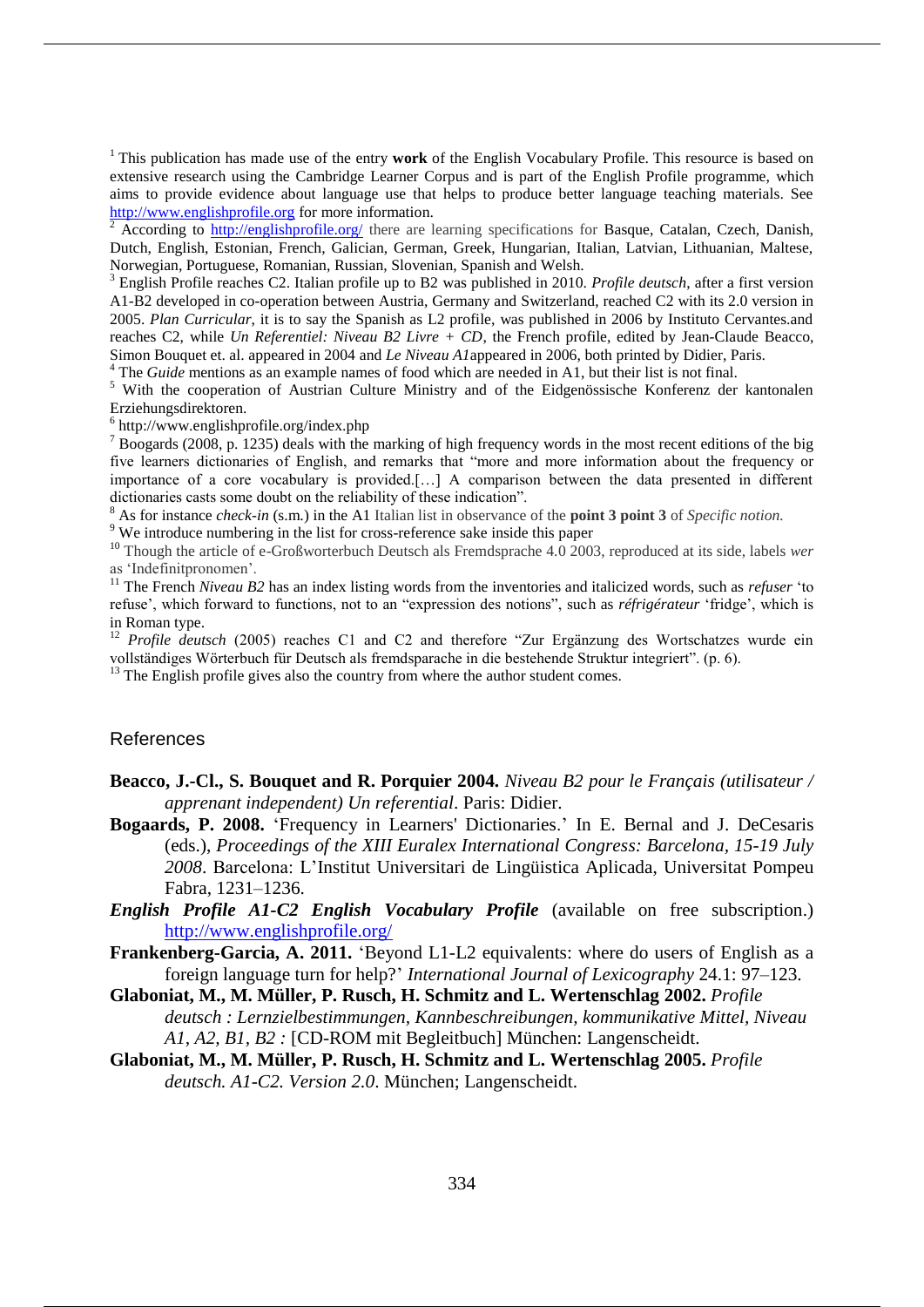[1] This publication has made use of the entry **work** of the English Vocabulary Profile. This resource is based on extensive research using the Cambridge Learner Corpus and is part of the English Profile programme, which aims to provide evidence about language use that helps to produce better language teaching materials. See http://www.englishprofile.org for more information.

[2] According to http://englishprofile.org/ there are learning specifications for Basque, Catalan, Czech, Danish, Dutch, English, Estonian, French, Galician, German, Greek, Hungarian, Italian, Latvian, Lithuanian, Maltese, Norwegian, Portuguese, Romanian, Russian, Slovenian, Spanish and Welsh.

[3] English Profile reaches C2. Italian profile up to B2 was published in 2010. *Profile deutsch*, after a first version A1-B2 developed in co-operation between Austria, Germany and Switzerland, reached C2 with its 2.0 version in 2005. *Plan Curricular*, it is to say the Spanish as L2 profile, was published in 2006 by Instituto Cervantes.and reaches C2, while *Un Referentiel: Niveau B2 Livre + CD*, the French profile, edited by Jean-Claude Beacco, Simon Bouquet et. al. appeared in 2004 and *Le Niveau A1*appeared in 2006, both printed by Didier, Paris.

[4] The *Guide* mentions as an example names of food which are needed in A1, but their list is not final.

[5] With the cooperation of Austrian Culture Ministry and of the Eidgenössische Konferenz der kantonalen Erziehungsdirektoren.

[6] http://www.englishprofile.org/index.php

[7] Boogards (2008, p. 1235) deals with the marking of high frequency words in the most recent editions of the big five learners dictionaries of English, and remarks that "more and more information about the frequency or importance of a core vocabulary is provided.[…] A comparison between the data presented in different dictionaries casts some doubt on the reliability of these indication".

[8] As for instance *check-in* (s.m.) in the A1 Italian list in observance of the **point 3 point 3** of *Specific notion.*

[9] We introduce numbering in the list for cross-reference sake inside this paper

[10] Though the article of e-Großworterbuch Deutsch als Fremdsprache 4.0 2003, reproduced at its side, labels *wer* as 'Indefinitpronomen'.

[11] The French *Niveau B2* has an index listing words from the inventories and italicized words, such as *refuser* 'to refuse', which forward to functions, not to an "expression des notions", such as *réfrigérateur* 'fridge', which is in Roman type.

[12] *Profile deutsch* (2005) reaches C1 and C2 and therefore "Zur Ergänzung des Wortschatzes wurde ein vollständiges Wörterbuch für Deutsch als fremdsparache in die bestehende Struktur integriert". (p. 6).

[13] The English profile gives also the country from where the author student comes.

## References

**Beacco, J.-Cl., S. Bouquet and R. Porquier 2004.** *Niveau B2 pour le Français (utilisateur / apprenant independent) Un referential*. Paris: Didier.

**Bogaards, P. 2008.** 'Frequency in Learners' Dictionaries.' In E. Bernal and J. DeCesaris (eds.), *Proceedings of the XIII Euralex International Congress: Barcelona, 15-19 July 2008*. Barcelona: L'Institut Universitari de Lingüistica Aplicada, Universitat Pompeu Fabra, 1231–1236.

***English Profile A1-C2 English Vocabulary Profile*** (available on free subscription.) http://www.englishprofile.org/

**Frankenberg-Garcia, A. 2011.** 'Beyond L1-L2 equivalents: where do users of English as a foreign language turn for help?' *International Journal of Lexicography* 24.1: 97–123.

**Glaboniat, M., M. Müller, P. Rusch, H. Schmitz and L. Wertenschlag 2002.** *Profile deutsch : Lernzielbestimmungen, Kannbeschreibungen, kommunikative Mittel, Niveau A1, A2, B1, B2 :* [CD-ROM mit Begleitbuch] München: Langenscheidt.

**Glaboniat, M., M. Müller, P. Rusch, H. Schmitz and L. Wertenschlag 2005.** *Profile deutsch. A1-C2. Version 2.0*. München; Langenscheidt.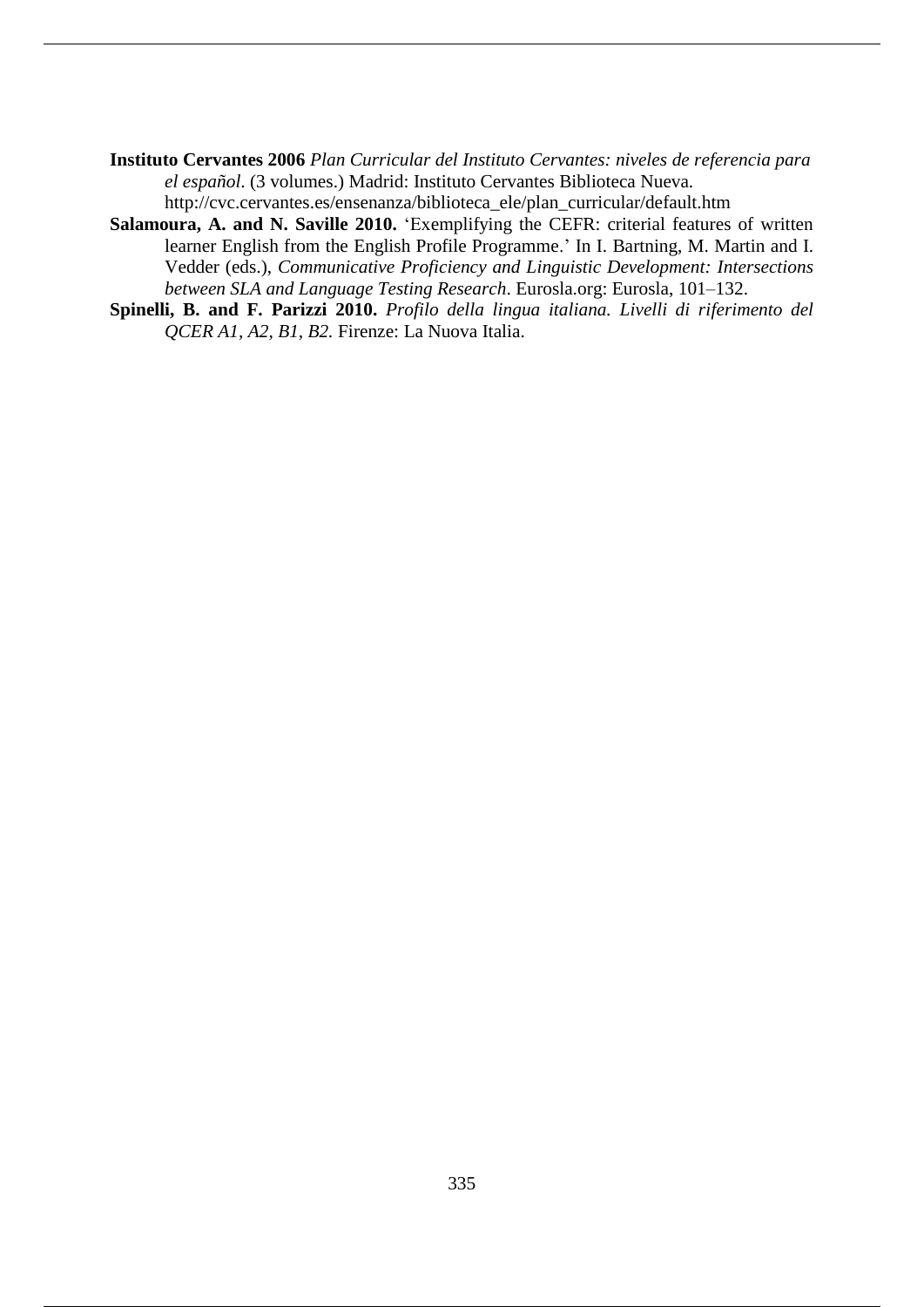**Instituto Cervantes 2006** *Plan Curricular del Instituto Cervantes: niveles de referencia para el español*. (3 volumes.) Madrid: Instituto Cervantes Biblioteca Nueva. http://cvc.cervantes.es/ensenanza/biblioteca_ele/plan_curricular/default.htm

**Salamoura, A. and N. Saville 2010.** 'Exemplifying the CEFR: criterial features of written learner English from the English Profile Programme.' In I. Bartning, M. Martin and I. Vedder (eds.), *Communicative Proficiency and Linguistic Development: Intersections between SLA and Language Testing Research*. Eurosla.org: Eurosla, 101–132.

**Spinelli, B. and F. Parizzi 2010.** *Profilo della lingua italiana. Livelli di riferimento del QCER A1, A2, B1, B2.* Firenze: La Nuova Italia.